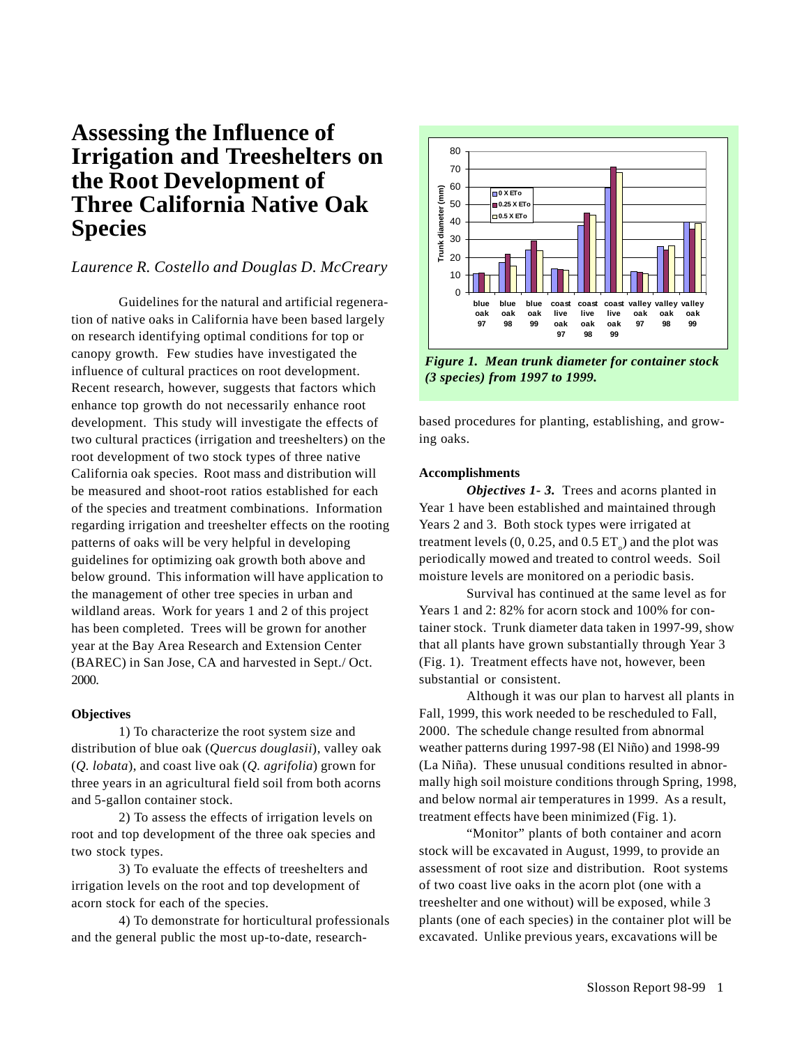# Assessing the Influence of Irrigation and Treeshelters on the Root Development of Three California Native Oak Species

*Laurence R. Costello and Douglas D. McCreary*

Guidelines for the natural and artificial regeneration of native oaks in California have been based largely on research identifying optimal conditions for top or canopy growth. Few studies have investigated the influence of cultural practices on root development. Recent research, however, suggests that factors which enhance top growth do not necessarily enhance root development. This study will investigate the effects of two cultural practices (irrigation and treeshelters) on the root development of two stock types of three native California oak species. Root mass and distribution will be measured and shoot-root ratios established for each of the species and treatment combinations. Information regarding irrigation and treeshelter effects on the rooting patterns of oaks will be very helpful in developing guidelines for optimizing oak growth both above and below ground. This information will have application to the management of other tree species in urban and wildland areas. Work for years 1 and 2 of this project has been completed. Trees will be grown for another year at the Bay Area Research and Extension Center (BAREC) in San Jose, CA and harvested in Sept./ Oct. 2000.

### Objectives

1) To characterize the root system size and distribution of blue oak (*Quercus douglasii*), valley oak (*Q. lobata*), and coast live oak (*Q. agrifolia*) grown for three years in an agricultural field soil from both acorns and 5-gallon container stock.

2) To assess the effects of irrigation levels on root and top development of the three oak species and two stock types.

3) To evaluate the effects of treeshelters and irrigation levels on the root and top development of acorn stock for each of the species.

4) To demonstrate for horticultural professionals and the general public the most up-to-date, research-based procedures for planting, establishing, and growing oaks.

*Figure 1. Mean trunk diameter for container stock (3 species) from 1997 to 1999.*

### Accomplishments

***Objectives 1- 3.*** Trees and acorns planted in Year 1 have been established and maintained through Years 2 and 3. Both stock types were irrigated at treatment levels (0, 0.25, and 0.5 $ET_o$) and the plot was periodically mowed and treated to control weeds. Soil moisture levels are monitored on a periodic basis.

Survival has continued at the same level as for Years 1 and 2: 82% for acorn stock and 100% for container stock. Trunk diameter data taken in 1997-99, show that all plants have grown substantially through Year 3 (Fig. 1). Treatment effects have not, however, been substantial or consistent.

Although it was our plan to harvest all plants in Fall, 1999, this work needed to be rescheduled to Fall, 2000. The schedule change resulted from abnormal weather patterns during 1997-98 (El Niño) and 1998-99 (La Niña). These unusual conditions resulted in abnormally high soil moisture conditions through Spring, 1998, and below normal air temperatures in 1999. As a result, treatment effects have been minimized (Fig. 1).

"Monitor" plants of both container and acorn stock will be excavated in August, 1999, to provide an assessment of root size and distribution. Root systems of two coast live oaks in the acorn plot (one with a treeshelter and one without) will be exposed, while 3 plants (one of each species) in the container plot will be excavated. Unlike previous years, excavations will be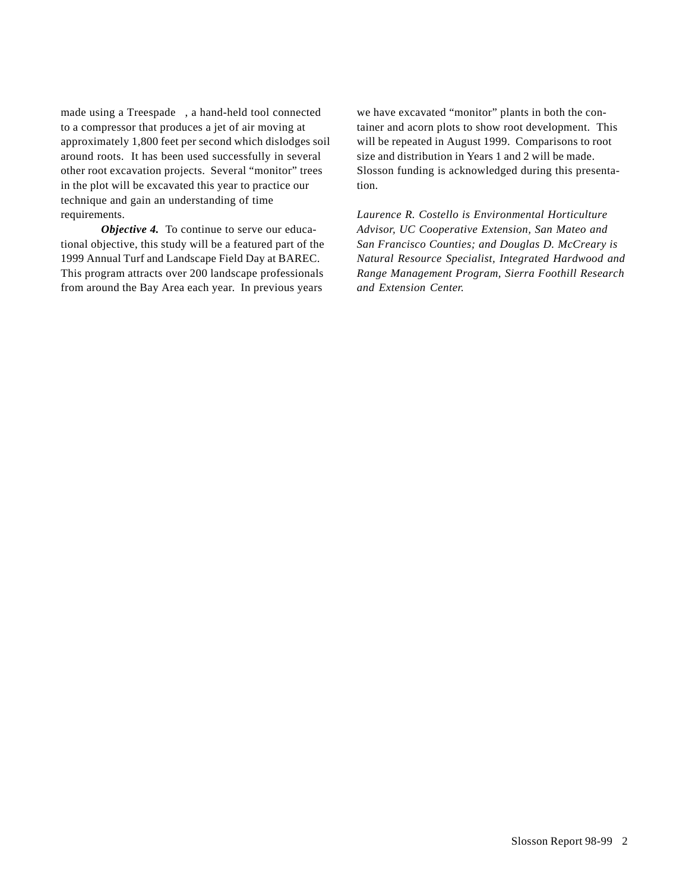made using a Treespade , a hand-held tool connected to a compressor that produces a jet of air moving at approximately 1,800 feet per second which dislodges soil around roots. It has been used successfully in several other root excavation projects. Several "monitor" trees in the plot will be excavated this year to practice our technique and gain an understanding of time requirements.

***Objective 4.*** To continue to serve our educational objective, this study will be a featured part of the 1999 Annual Turf and Landscape Field Day at BAREC. This program attracts over 200 landscape professionals from around the Bay Area each year. In previous years we have excavated "monitor" plants in both the container and acorn plots to show root development. This will be repeated in August 1999. Comparisons to root size and distribution in Years 1 and 2 will be made. Slosson funding is acknowledged during this presentation.

*Laurence R. Costello is Environmental Horticulture Advisor, UC Cooperative Extension, San Mateo and San Francisco Counties; and Douglas D. McCreary is Natural Resource Specialist, Integrated Hardwood and Range Management Program, Sierra Foothill Research and Extension Center.*